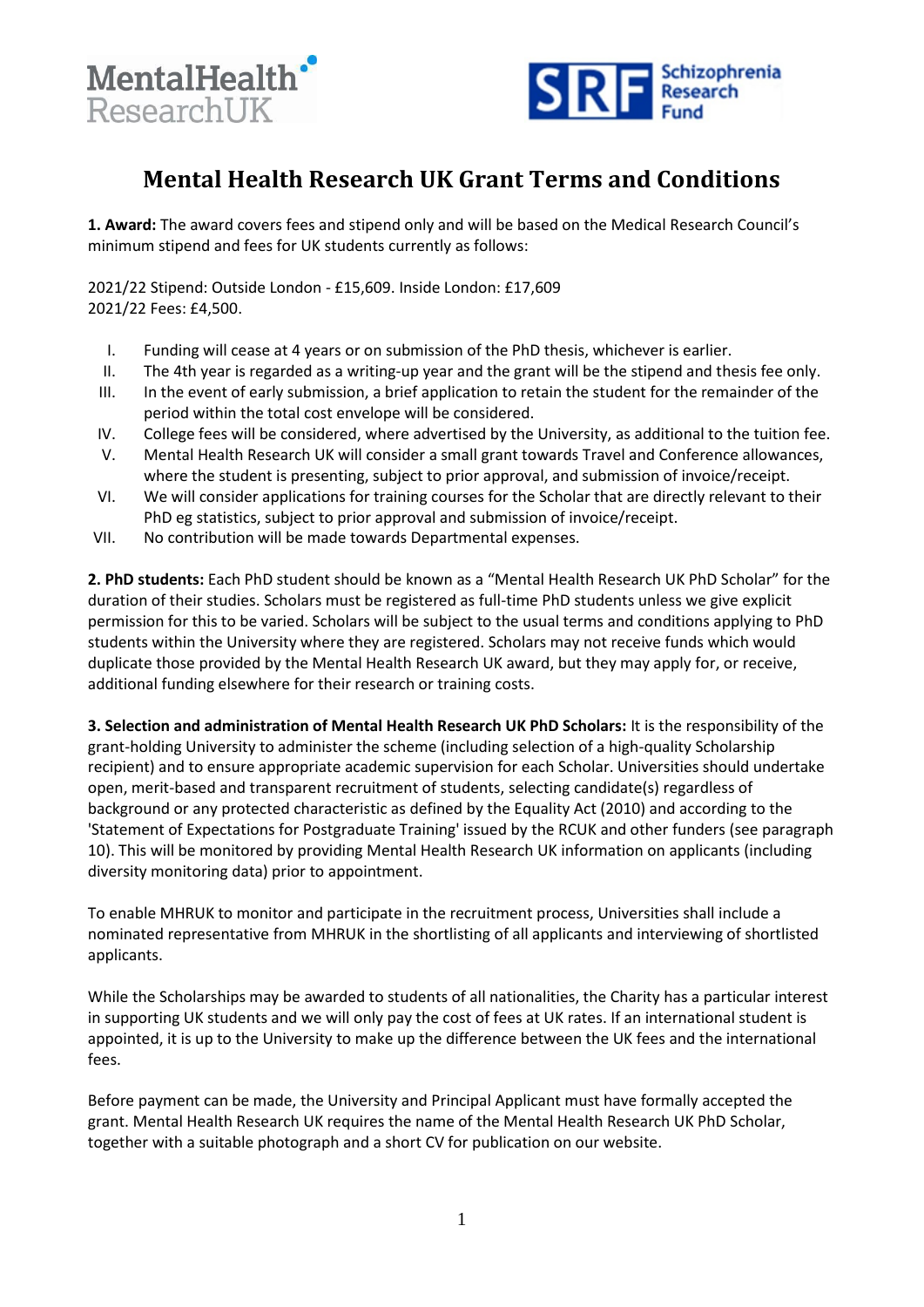# Mental Health Research UK Grant Terms and Conditions

**1. Award:** The award covers fees and stipend only and will be based on the Medical Research Council's minimum stipend and fees for UK students currently as follows:

2021/22 Stipend: Outside London - £15,609. Inside London: £17,609
2021/22 Fees: £4,500.

I. Funding will cease at 4 years or on submission of the PhD thesis, whichever is earlier.
II. The 4th year is regarded as a writing-up year and the grant will be the stipend and thesis fee only.
III. In the event of early submission, a brief application to retain the student for the remainder of the period within the total cost envelope will be considered.
IV. College fees will be considered, where advertised by the University, as additional to the tuition fee.
V. Mental Health Research UK will consider a small grant towards Travel and Conference allowances, where the student is presenting, subject to prior approval, and submission of invoice/receipt.
VI. We will consider applications for training courses for the Scholar that are directly relevant to their PhD eg statistics, subject to prior approval and submission of invoice/receipt.
VII. No contribution will be made towards Departmental expenses.

**2. PhD students:** Each PhD student should be known as a "Mental Health Research UK PhD Scholar" for the duration of their studies. Scholars must be registered as full-time PhD students unless we give explicit permission for this to be varied. Scholars will be subject to the usual terms and conditions applying to PhD students within the University where they are registered. Scholars may not receive funds which would duplicate those provided by the Mental Health Research UK award, but they may apply for, or receive, additional funding elsewhere for their research or training costs.

**3. Selection and administration of Mental Health Research UK PhD Scholars:** It is the responsibility of the grant-holding University to administer the scheme (including selection of a high-quality Scholarship recipient) and to ensure appropriate academic supervision for each Scholar. Universities should undertake open, merit-based and transparent recruitment of students, selecting candidate(s) regardless of background or any protected characteristic as defined by the Equality Act (2010) and according to the 'Statement of Expectations for Postgraduate Training' issued by the RCUK and other funders (see paragraph 10). This will be monitored by providing Mental Health Research UK information on applicants (including diversity monitoring data) prior to appointment.

To enable MHRUK to monitor and participate in the recruitment process, Universities shall include a nominated representative from MHRUK in the shortlisting of all applicants and interviewing of shortlisted applicants.

While the Scholarships may be awarded to students of all nationalities, the Charity has a particular interest in supporting UK students and we will only pay the cost of fees at UK rates. If an international student is appointed, it is up to the University to make up the difference between the UK fees and the international fees.

Before payment can be made, the University and Principal Applicant must have formally accepted the grant. Mental Health Research UK requires the name of the Mental Health Research UK PhD Scholar, together with a suitable photograph and a short CV for publication on our website.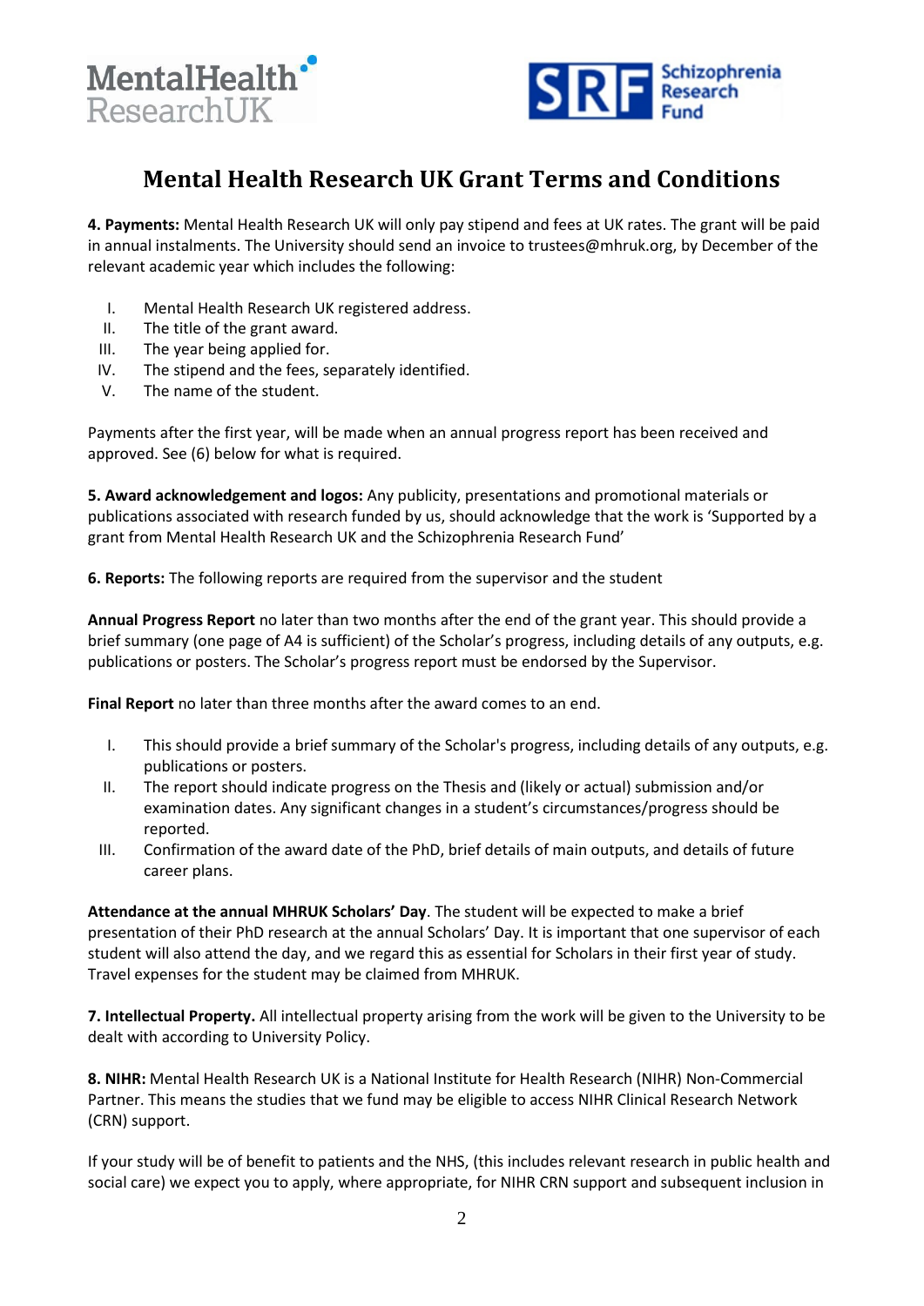# Mental Health Research UK Grant Terms and Conditions

**4. Payments:** Mental Health Research UK will only pay stipend and fees at UK rates. The grant will be paid in annual instalments. The University should send an invoice to trustees@mhruk.org, by December of the relevant academic year which includes the following:

I. Mental Health Research UK registered address.
II. The title of the grant award.
III. The year being applied for.
IV. The stipend and the fees, separately identified.
V. The name of the student.

Payments after the first year, will be made when an annual progress report has been received and approved. See (6) below for what is required.

**5. Award acknowledgement and logos:** Any publicity, presentations and promotional materials or publications associated with research funded by us, should acknowledge that the work is 'Supported by a grant from Mental Health Research UK and the Schizophrenia Research Fund'

**6. Reports:** The following reports are required from the supervisor and the student

**Annual Progress Report** no later than two months after the end of the grant year. This should provide a brief summary (one page of A4 is sufficient) of the Scholar's progress, including details of any outputs, e.g. publications or posters. The Scholar's progress report must be endorsed by the Supervisor.

**Final Report** no later than three months after the award comes to an end.

I. This should provide a brief summary of the Scholar's progress, including details of any outputs, e.g. publications or posters.
II. The report should indicate progress on the Thesis and (likely or actual) submission and/or examination dates. Any significant changes in a student's circumstances/progress should be reported.
III. Confirmation of the award date of the PhD, brief details of main outputs, and details of future career plans.

**Attendance at the annual MHRUK Scholars' Day**. The student will be expected to make a brief presentation of their PhD research at the annual Scholars' Day. It is important that one supervisor of each student will also attend the day, and we regard this as essential for Scholars in their first year of study. Travel expenses for the student may be claimed from MHRUK.

**7. Intellectual Property.** All intellectual property arising from the work will be given to the University to be dealt with according to University Policy.

**8. NIHR:** Mental Health Research UK is a National Institute for Health Research (NIHR) Non-Commercial Partner. This means the studies that we fund may be eligible to access NIHR Clinical Research Network (CRN) support.

If your study will be of benefit to patients and the NHS, (this includes relevant research in public health and social care) we expect you to apply, where appropriate, for NIHR CRN support and subsequent inclusion in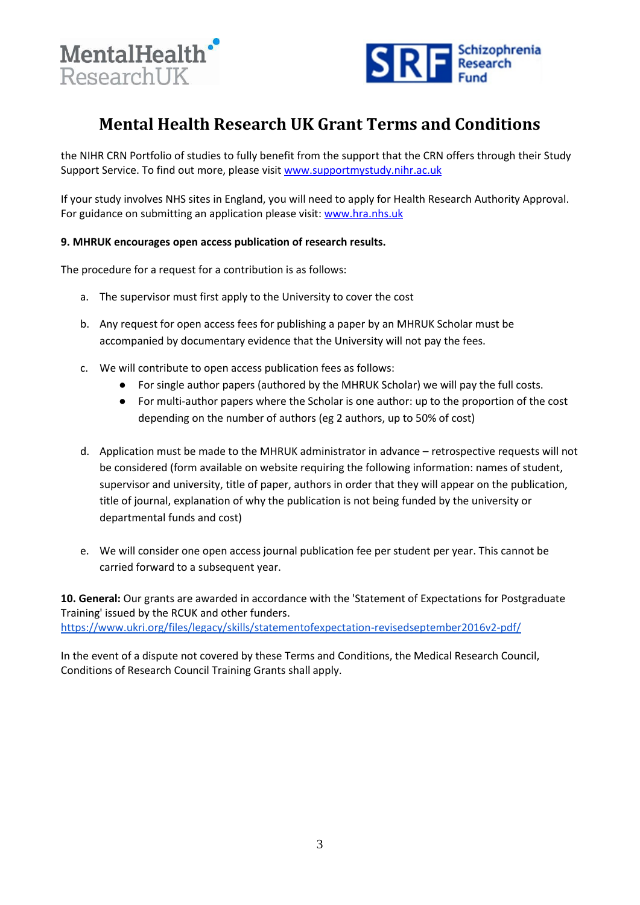# Mental Health Research UK Grant Terms and Conditions

the NIHR CRN Portfolio of studies to fully benefit from the support that the CRN offers through their Study Support Service. To find out more, please visit [www.supportmystudy.nihr.ac.uk](http://www.supportmystudy.nihr.ac.uk)

If your study involves NHS sites in England, you will need to apply for Health Research Authority Approval. For guidance on submitting an application please visit: [www.hra.nhs.uk](http://www.hra.nhs.uk)

**9. MHRUK encourages open access publication of research results.**

The procedure for a request for a contribution is as follows:

a. The supervisor must first apply to the University to cover the cost

b. Any request for open access fees for publishing a paper by an MHRUK Scholar must be accompanied by documentary evidence that the University will not pay the fees.

c. We will contribute to open access publication fees as follows:
   - For single author papers (authored by the MHRUK Scholar) we will pay the full costs.
   - For multi-author papers where the Scholar is one author: up to the proportion of the cost depending on the number of authors (eg 2 authors, up to 50% of cost)

d. Application must be made to the MHRUK administrator in advance – retrospective requests will not be considered (form available on website requiring the following information: names of student, supervisor and university, title of paper, authors in order that they will appear on the publication, title of journal, explanation of why the publication is not being funded by the university or departmental funds and cost)

e. We will consider one open access journal publication fee per student per year. This cannot be carried forward to a subsequent year.

**10. General:** Our grants are awarded in accordance with the 'Statement of Expectations for Postgraduate Training' issued by the RCUK and other funders. [https://www.ukri.org/files/legacy/skills/statementofexpectation-revisedseptember2016v2-pdf/](https://www.ukri.org/files/legacy/skills/statementofexpectation-revisedseptember2016v2-pdf/)

In the event of a dispute not covered by these Terms and Conditions, the Medical Research Council, Conditions of Research Council Training Grants shall apply.